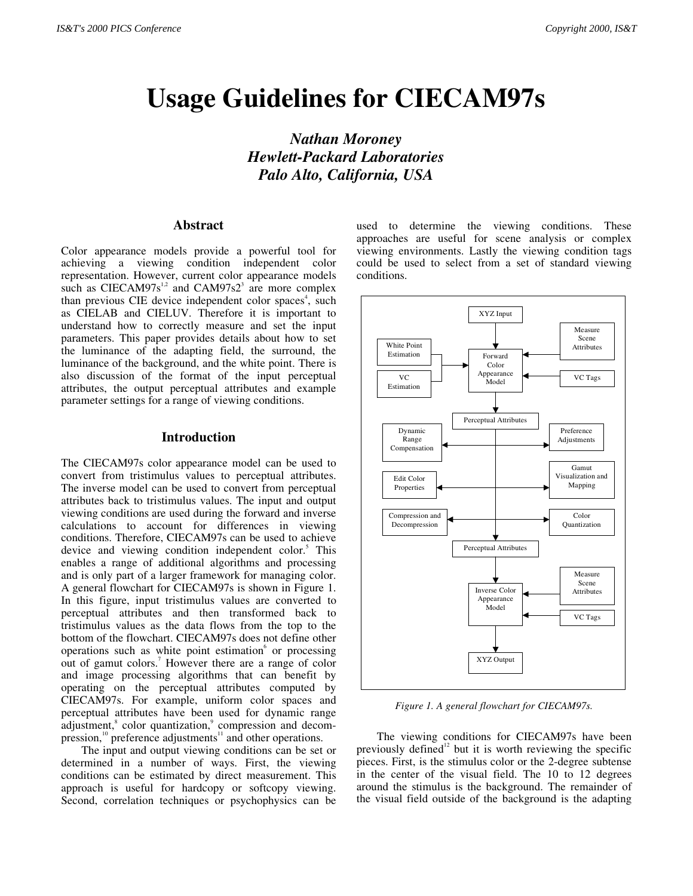# Usage Guidelines for CIECAM97s

***Nathan Moroney***
***Hewlett-Packard Laboratories***
***Palo Alto, California, USA***

## Abstract

Color appearance models provide a powerful tool for achieving a viewing condition independent color representation. However, current color appearance models such as CIECAM97s[1,2] and CAM97s2[3] are more complex than previous CIE device independent color spaces[4], such as CIELAB and CIELUV. Therefore it is important to understand how to correctly measure and set the input parameters. This paper provides details about how to set the luminance of the adapting field, the surround, the luminance of the background, and the white point. There is also discussion of the format of the input perceptual attributes, the output perceptual attributes and example parameter settings for a range of viewing conditions.

## Introduction

The CIECAM97s color appearance model can be used to convert from tristimulus values to perceptual attributes. The inverse model can be used to convert from perceptual attributes back to tristimulus values. The input and output viewing conditions are used during the forward and inverse calculations to account for differences in viewing conditions. Therefore, CIECAM97s can be used to achieve device and viewing condition independent color.[5] This enables a range of additional algorithms and processing and is only part of a larger framework for managing color. A general flowchart for CIECAM97s is shown in Figure 1. In this figure, input tristimulus values are converted to perceptual attributes and then transformed back to tristimulus values as the data flows from the top to the bottom of the flowchart. CIECAM97s does not define other operations such as white point estimation[6] or processing out of gamut colors.[7] However there are a range of color and image processing algorithms that can benefit by operating on the perceptual attributes computed by CIECAM97s. For example, uniform color spaces and perceptual attributes have been used for dynamic range adjustment,[8] color quantization,[9] compression and decompression,[10] preference adjustments[11] and other operations.

The input and output viewing conditions can be set or determined in a number of ways. First, the viewing conditions can be estimated by direct measurement. This approach is useful for hardcopy or softcopy viewing. Second, correlation techniques or psychophysics can be used to determine the viewing conditions. These approaches are useful for scene analysis or complex viewing environments. Lastly the viewing condition tags could be used to select from a set of standard viewing conditions.

XYZ Input
White Point Estimation
VC Estimation
Forward Color Appearance Model
Measure Scene Attributes
VC Tags
Perceptual Attributes
Dynamic Range Compensation
Preference Adjustments
Edit Color Properties
Gamut Visualization and Mapping
Compression and Decompression
Color Quantization
Perceptual Attributes
Inverse Color Appearance Model
Measure Scene Attributes
VC Tags
XYZ Output

*Figure 1. A general flowchart for CIECAM97s.*

The viewing conditions for CIECAM97s have been previously defined[12] but it is worth reviewing the specific pieces. First, is the stimulus color or the 2-degree subtense in the center of the visual field. The 10 to 12 degrees around the stimulus is the background. The remainder of the visual field outside of the background is the adapting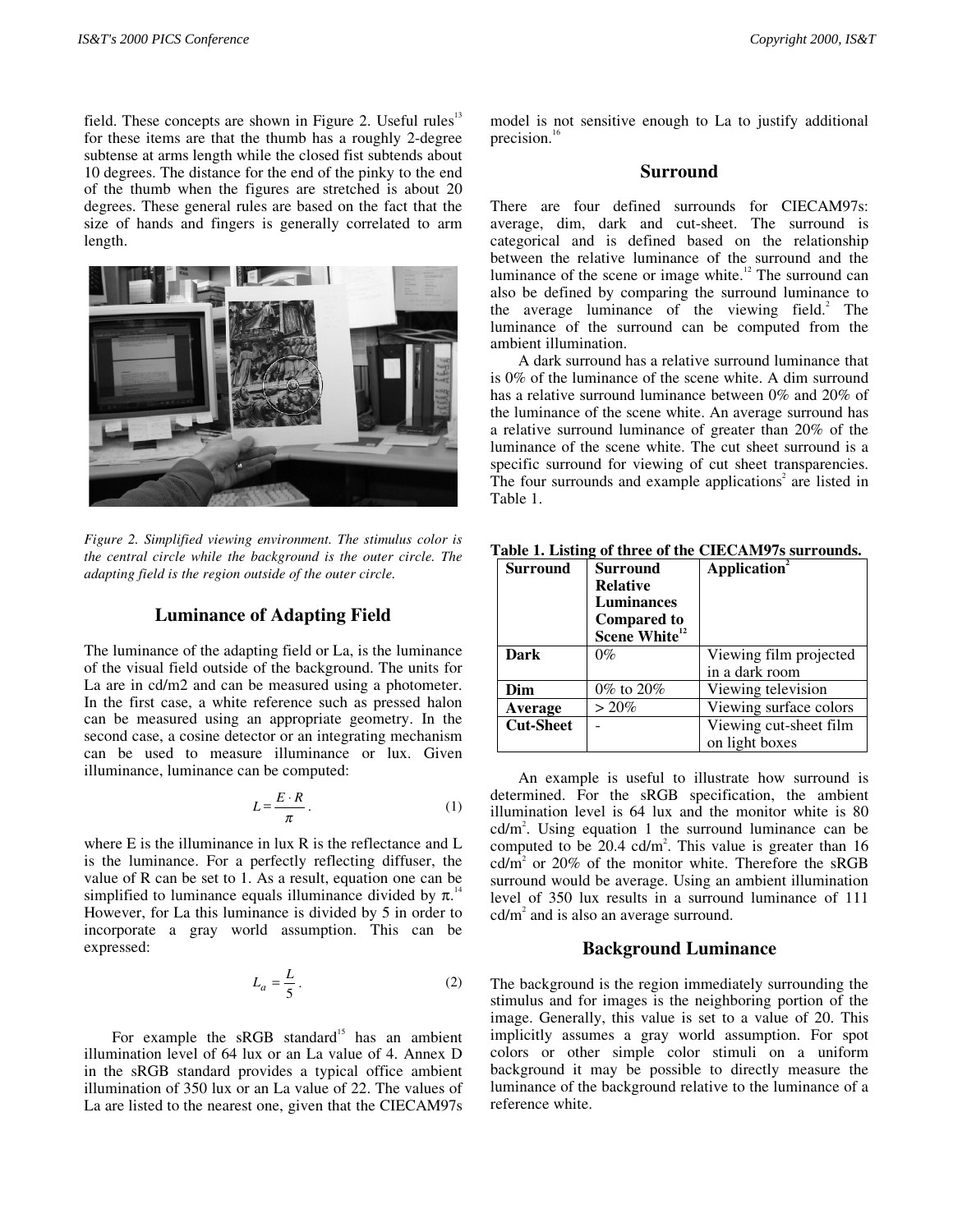field. These concepts are shown in Figure 2. Useful rules[13] for these items are that the thumb has a roughly 2-degree subtense at arms length while the closed fist subtends about 10 degrees. The distance for the end of the pinky to the end of the thumb when the figures are stretched is about 20 degrees. These general rules are based on the fact that the size of hands and fingers is generally correlated to arm length.

*Figure 2. Simplified viewing environment. The stimulus color is the central circle while the background is the outer circle. The adapting field is the region outside of the outer circle.*

## Luminance of Adapting Field

The luminance of the adapting field or La, is the luminance of the visual field outside of the background. The units for La are in cd/m2 and can be measured using a photometer. In the first case, a white reference such as pressed halon can be measured using an appropriate geometry. In the second case, a cosine detector or an integrating mechanism can be used to measure illuminance or lux. Given illuminance, luminance can be computed:

$$L = \frac{E \cdot R}{\pi}. \tag{1}$$

where E is the illuminance in lux R is the reflectance and L is the luminance. For a perfectly reflecting diffuser, the value of R can be set to 1. As a result, equation one can be simplified to luminance equals illuminance divided by $\pi$.[14] However, for La this luminance is divided by 5 in order to incorporate a gray world assumption. This can be expressed:

$$L_a = \frac{L}{5}. \tag{2}$$

For example the sRGB standard[15] has an ambient illumination level of 64 lux or an La value of 4. Annex D in the sRGB standard provides a typical office ambient illumination of 350 lux or an La value of 22. The values of La are listed to the nearest one, given that the CIECAM97s model is not sensitive enough to La to justify additional precision.[16]

## Surround

There are four defined surrounds for CIECAM97s: average, dim, dark and cut-sheet. The surround is categorical and is defined based on the relationship between the relative luminance of the surround and the luminance of the scene or image white.[12] The surround can also be defined by comparing the surround luminance to the average luminance of the viewing field.[2] The luminance of the surround can be computed from the ambient illumination.

A dark surround has a relative surround luminance that is 0% of the luminance of the scene white. A dim surround has a relative surround luminance between 0% and 20% of the luminance of the scene white. An average surround has a relative surround luminance of greater than 20% of the luminance of the scene white. The cut sheet surround is a specific surround for viewing of cut sheet transparencies. The four surrounds and example applications[2] are listed in Table 1.

**Table 1. Listing of three of the CIECAM97s surrounds.**

| Surround | Surround Relative Luminances Compared to Scene White[12] | Application[2] |
|---|---|---|
| **Dark** | 0% | Viewing film projected in a dark room |
| **Dim** | 0% to 20% | Viewing television |
| **Average** | > 20% | Viewing surface colors |
| **Cut-Sheet** | - | Viewing cut-sheet film on light boxes |

An example is useful to illustrate how surround is determined. For the sRGB specification, the ambient illumination level is 64 lux and the monitor white is 80 cd/m$^2$. Using equation 1 the surround luminance can be computed to be 20.4 cd/m$^2$. This value is greater than 16 cd/m$^2$ or 20% of the monitor white. Therefore the sRGB surround would be average. Using an ambient illumination level of 350 lux results in a surround luminance of 111 cd/m$^2$ and is also an average surround.

## Background Luminance

The background is the region immediately surrounding the stimulus and for images is the neighboring portion of the image. Generally, this value is set to a value of 20. This implicitly assumes a gray world assumption. For spot colors or other simple color stimuli on a uniform background it may be possible to directly measure the luminance of the background relative to the luminance of a reference white.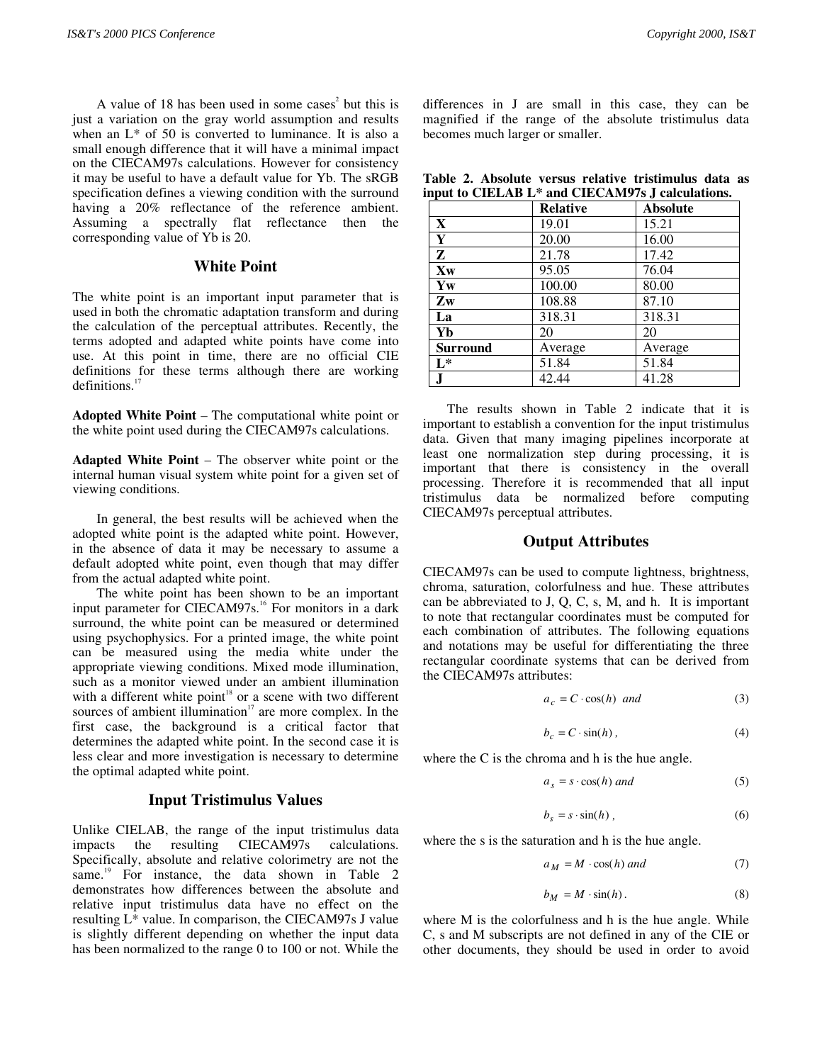A value of 18 has been used in some cases[2] but this is just a variation on the gray world assumption and results when an L* of 50 is converted to luminance. It is also a small enough difference that it will have a minimal impact on the CIECAM97s calculations. However for consistency it may be useful to have a default value for Yb. The sRGB specification defines a viewing condition with the surround having a 20% reflectance of the reference ambient. Assuming a spectrally flat reflectance then the corresponding value of Yb is 20.

## White Point

The white point is an important input parameter that is used in both the chromatic adaptation transform and during the calculation of the perceptual attributes. Recently, the terms adopted and adapted white points have come into use. At this point in time, there are no official CIE definitions for these terms although there are working definitions.[17]

**Adopted White Point** – The computational white point or the white point used during the CIECAM97s calculations.

**Adapted White Point** – The observer white point or the internal human visual system white point for a given set of viewing conditions.

In general, the best results will be achieved when the adopted white point is the adapted white point. However, in the absence of data it may be necessary to assume a default adopted white point, even though that may differ from the actual adapted white point.

The white point has been shown to be an important input parameter for CIECAM97s.[16] For monitors in a dark surround, the white point can be measured or determined using psychophysics. For a printed image, the white point can be measured using the media white under the appropriate viewing conditions. Mixed mode illumination, such as a monitor viewed under an ambient illumination with a different white point[18] or a scene with two different sources of ambient illumination[17] are more complex. In the first case, the background is a critical factor that determines the adapted white point. In the second case it is less clear and more investigation is necessary to determine the optimal adapted white point.

## Input Tristimulus Values

Unlike CIELAB, the range of the input tristimulus data impacts the resulting CIECAM97s calculations. Specifically, absolute and relative colorimetry are not the same.[19] For instance, the data shown in Table 2 demonstrates how differences between the absolute and relative input tristimulus data have no effect on the resulting L* value. In comparison, the CIECAM97s J value is slightly different depending on whether the input data has been normalized to the range 0 to 100 or not. While the differences in J are small in this case, they can be magnified if the range of the absolute tristimulus data becomes much larger or smaller.

**Table 2. Absolute versus relative tristimulus data as input to CIELAB L* and CIECAM97s J calculations.**

| | **Relative** | **Absolute** |
|---|---|---|
| **X** | 19.01 | 15.21 |
| **Y** | 20.00 | 16.00 |
| **Z** | 21.78 | 17.42 |
| **Xw** | 95.05 | 76.04 |
| **Yw** | 100.00 | 80.00 |
| **Zw** | 108.88 | 87.10 |
| **La** | 318.31 | 318.31 |
| **Yb** | 20 | 20 |
| **Surround** | Average | Average |
| **L*** | 51.84 | 51.84 |
| **J** | 42.44 | 41.28 |

The results shown in Table 2 indicate that it is important to establish a convention for the input tristimulus data. Given that many imaging pipelines incorporate at least one normalization step during processing, it is important that there is consistency in the overall processing. Therefore it is recommended that all input tristimulus data be normalized before computing CIECAM97s perceptual attributes.

## Output Attributes

CIECAM97s can be used to compute lightness, brightness, chroma, saturation, colorfulness and hue. These attributes can be abbreviated to J, Q, C, s, M, and h. It is important to note that rectangular coordinates must be computed for each combination of attributes. The following equations and notations may be useful for differentiating the three rectangular coordinate systems that can be derived from the CIECAM97s attributes:

$$a_c = C \cdot \cos(h) \ \ and \tag{3}$$

$$b_c = C \cdot \sin(h)\,, \tag{4}$$

where the C is the chroma and h is the hue angle.

$$a_s = s \cdot \cos(h) \ and \tag{5}$$

$$b_s = s \cdot \sin(h)\,, \tag{6}$$

where the s is the saturation and h is the hue angle.

$$a_M = M \cdot \cos(h) \ and \tag{7}$$

$$b_M = M \cdot \sin(h)\,. \tag{8}$$

where M is the colorfulness and h is the hue angle. While C, s and M subscripts are not defined in any of the CIE or other documents, they should be used in order to avoid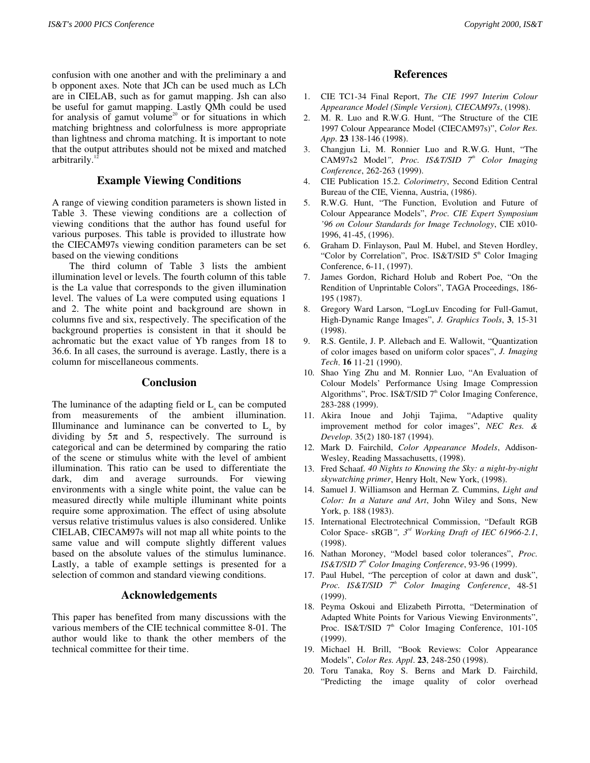confusion with one another and with the preliminary a and b opponent axes. Note that JCh can be used much as LCh are in CIELAB, such as for gamut mapping. Jsh can also be useful for gamut mapping. Lastly QMh could be used for analysis of gamut volume[20] or for situations in which matching brightness and colorfulness is more appropriate than lightness and chroma matching. It is important to note that the output attributes should not be mixed and matched arbitrarily.[12]

## Example Viewing Conditions

A range of viewing condition parameters is shown listed in Table 3. These viewing conditions are a collection of viewing conditions that the author has found useful for various purposes. This table is provided to illustrate how the CIECAM97s viewing condition parameters can be set based on the viewing conditions

The third column of Table 3 lists the ambient illumination level or levels. The fourth column of this table is the La value that corresponds to the given illumination level. The values of La were computed using equations 1 and 2. The white point and background are shown in columns five and six, respectively. The specification of the background properties is consistent in that it should be achromatic but the exact value of Yb ranges from 18 to 36.6. In all cases, the surround is average. Lastly, there is a column for miscellaneous comments.

## Conclusion

The luminance of the adapting field or $L_a$ can be computed from measurements of the ambient illumination. Illuminance and luminance can be converted to $L_a$ by dividing by $5\pi$ and 5, respectively. The surround is categorical and can be determined by comparing the ratio of the scene or stimulus white with the level of ambient illumination. This ratio can be used to differentiate the dark, dim and average surrounds. For viewing environments with a single white point, the value can be measured directly while multiple illuminant white points require some approximation. The effect of using absolute versus relative tristimulus values is also considered. Unlike CIELAB, CIECAM97s will not map all white points to the same value and will compute slightly different values based on the absolute values of the stimulus luminance. Lastly, a table of example settings is presented for a selection of common and standard viewing conditions.

## Acknowledgements

This paper has benefited from many discussions with the various members of the CIE technical committee 8-01. The author would like to thank the other members of the technical committee for their time.

## References

1. CIE TC1-34 Final Report, *The CIE 1997 Interim Colour Appearance Model (Simple Version), CIECAM97s*, (1998).
2. M. R. Luo and R.W.G. Hunt, "The Structure of the CIE 1997 Colour Appearance Model (CIECAM97s)", *Color Res. App*. **23** 138-146 (1998).
3. Changjun Li, M. Ronnier Luo and R.W.G. Hunt, "The CAM97s2 Model*", Proc. IS&T/SID 7th Color Imaging Conference*, 262-263 (1999).
4. CIE Publication 15.2. *Colorimetry*, Second Edition Central Bureau of the CIE, Vienna, Austria, (1986).
5. R.W.G. Hunt, "The Function, Evolution and Future of Colour Appearance Models", *Proc. CIE Expert Symposium '96 on Colour Standards for Image Technology*, CIE x010-1996, 41-45, (1996).
6. Graham D. Finlayson, Paul M. Hubel, and Steven Hordley, "Color by Correlation", Proc. IS&T/SID 5th Color Imaging Conference, 6-11, (1997).
7. James Gordon, Richard Holub and Robert Poe, "On the Rendition of Unprintable Colors", TAGA Proceedings, 186-195 (1987).
8. Gregory Ward Larson, "LogLuv Encoding for Full-Gamut, High-Dynamic Range Images", *J. Graphics Tools*, **3**, 15-31 (1998).
9. R.S. Gentile, J. P. Allebach and E. Wallowit, "Quantization of color images based on uniform color spaces", *J. Imaging Tech*. **16** 11-21 (1990).
10. Shao Ying Zhu and M. Ronnier Luo, "An Evaluation of Colour Models' Performance Using Image Compression Algorithms", Proc. IS&T/SID 7th Color Imaging Conference, 283-288 (1999).
11. Akira Inoue and Johji Tajima, "Adaptive quality improvement method for color images", *NEC Res. & Develop*. 35(2) 180-187 (1994).
12. Mark D. Fairchild, *Color Appearance Models*, Addison-Wesley, Reading Massachusetts, (1998).
13. Fred Schaaf*, 40 Nights to Knowing the Sky: a night-by-night skywatching primer*, Henry Holt, New York, (1998).
14. Samuel J. Williamson and Herman Z. Cummins, *Light and Color: In a Nature and Art*, John Wiley and Sons, New York, p. 188 (1983).
15. International Electrotechnical Commission, "Default RGB Color Space- sRGB*", 3rd Working Draft of IEC 61966-2.1*, (1998).
16. Nathan Moroney, "Model based color tolerances", *Proc. IS&T/SID 7th Color Imaging Conference*, 93-96 (1999).
17. Paul Hubel, "The perception of color at dawn and dusk", *Proc. IS&T/SID 7th Color Imaging Conference*, 48-51 (1999).
18. Peyma Oskoui and Elizabeth Pirrotta, "Determination of Adapted White Points for Various Viewing Environments", Proc. IS&T/SID 7th Color Imaging Conference, 101-105 (1999).
19. Michael H. Brill, "Book Reviews: Color Appearance Models", *Color Res. Appl*. **23**, 248-250 (1998).
20. Toru Tanaka, Roy S. Berns and Mark D. Fairchild, "Predicting the image quality of color overhead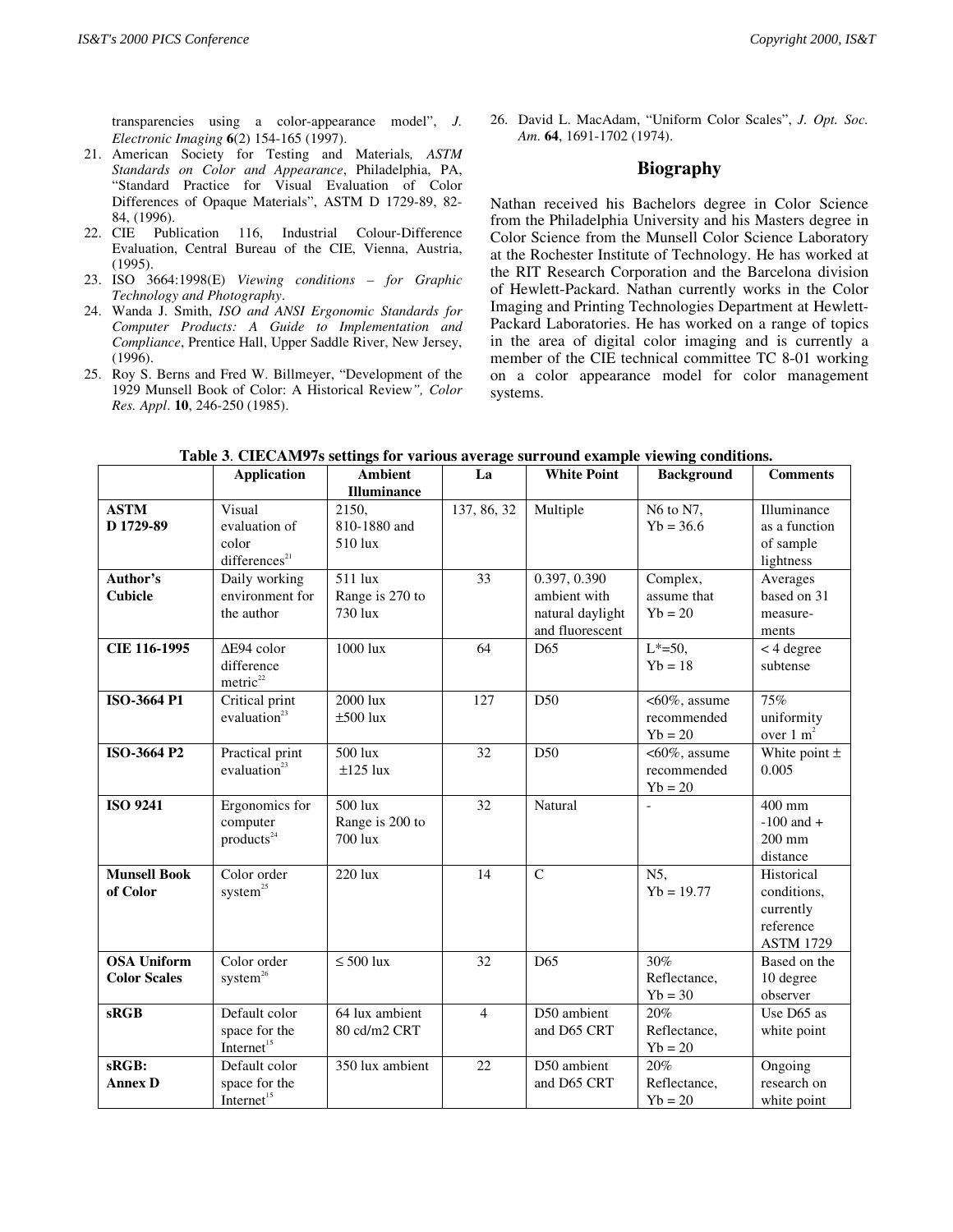transparencies using a color-appearance model", *J. Electronic Imaging* **6**(2) 154-165 (1997).

21. American Society for Testing and Materials, *ASTM Standards on Color and Appearance*, Philadelphia, PA, "Standard Practice for Visual Evaluation of Color Differences of Opaque Materials", ASTM D 1729-89, 82-84, (1996).
22. CIE Publication 116, Industrial Colour-Difference Evaluation, Central Bureau of the CIE, Vienna, Austria, (1995).
23. ISO 3664:1998(E) *Viewing conditions – for Graphic Technology and Photography*.
24. Wanda J. Smith, *ISO and ANSI Ergonomic Standards for Computer Products: A Guide to Implementation and Compliance*, Prentice Hall, Upper Saddle River, New Jersey, (1996).
25. Roy S. Berns and Fred W. Billmeyer, "Development of the 1929 Munsell Book of Color: A Historical Review", *Color Res. Appl*. **10**, 246-250 (1985).
26. David L. MacAdam, "Uniform Color Scales", *J. Opt. Soc. Am.* **64**, 1691-1702 (1974).

## Biography

Nathan received his Bachelors degree in Color Science from the Philadelphia University and his Masters degree in Color Science from the Munsell Color Science Laboratory at the Rochester Institute of Technology. He has worked at the RIT Research Corporation and the Barcelona division of Hewlett-Packard. Nathan currently works in the Color Imaging and Printing Technologies Department at Hewlett-Packard Laboratories. He has worked on a range of topics in the area of digital color imaging and is currently a member of the CIE technical committee TC 8-01 working on a color appearance model for color management systems.

**Table 3**. **CIECAM97s settings for various average surround example viewing conditions.**

| | Application | Ambient Illuminance | La | White Point | Background | Comments |
|---|---|---|---|---|---|---|
| **ASTM D 1729-89** | Visual evaluation of color differences[21] | 2150, 810-1880 and 510 lux | 137, 86, 32 | Multiple | N6 to N7, Yb = 36.6 | Illuminance as a function of sample lightness |
| **Author's Cubicle** | Daily working environment for the author | 511 lux Range is 270 to 730 lux | 33 | 0.397, 0.390 ambient with natural daylight and fluorescent | Complex, assume that Yb = 20 | Averages based on 31 measure-ments |
| **CIE 116-1995** | ΔE94 color difference metric[22] | 1000 lux | 64 | D65 | L*=50, Yb = 18 | < 4 degree subtense |
| **ISO-3664 P1** | Critical print evaluation[23] | 2000 lux ±500 lux | 127 | D50 | <60%, assume recommended Yb = 20 | 75% uniformity over 1 $m^2$ |
| **ISO-3664 P2** | Practical print evaluation[23] | 500 lux ±125 lux | 32 | D50 | <60%, assume recommended Yb = 20 | White point ± 0.005 |
| **ISO 9241** | Ergonomics for computer products[24] | 500 lux Range is 200 to 700 lux | 32 | Natural | - | 400 mm -100 and + 200 mm distance |
| **Munsell Book of Color** | Color order system[25] | 220 lux | 14 | C | N5, Yb = 19.77 | Historical conditions, currently reference ASTM 1729 |
| **OSA Uniform Color Scales** | Color order system[26] | ≤ 500 lux | 32 | D65 | 30% Reflectance, Yb = 30 | Based on the 10 degree observer |
| **sRGB** | Default color space for the Internet[15] | 64 lux ambient 80 cd/m2 CRT | 4 | D50 ambient and D65 CRT | 20% Reflectance, Yb = 20 | Use D65 as white point |
| **sRGB: Annex D** | Default color space for the Internet[15] | 350 lux ambient | 22 | D50 ambient and D65 CRT | 20% Reflectance, Yb = 20 | Ongoing research on white point |